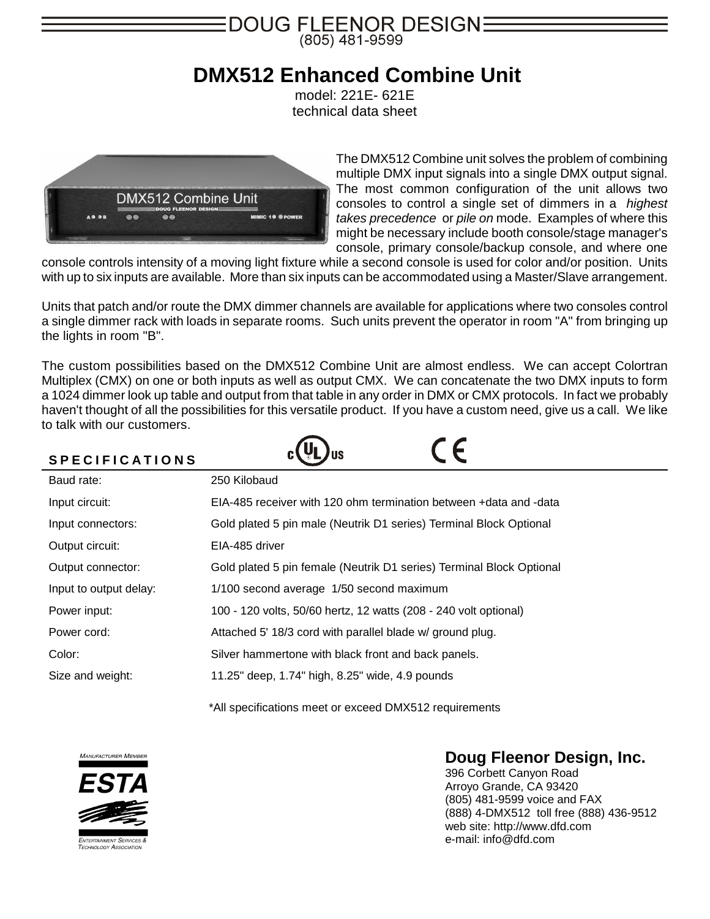DOUG FLEENOR DESIGN

(805) 481-9599

# DMX512 Enhanced Combine Unit

model: 221E- 621E

technical data sheet

The DMX512 Combine unit solves the problem of combining multiple DMX input signals into a single DMX output signal. The most common configuration of the unit allows two consoles to control a single set of dimmers in a *highest takes precedence* or *pile on* mode. Examples of where this might be necessary include booth console/stage manager's console, primary console/backup console, and where one console controls intensity of a moving light fixture while a second console is used for color and/or position. Units with up to six inputs are available. More than six inputs can be accommodated using a Master/Slave arrangement.

Units that patch and/or route the DMX dimmer channels are available for applications where two consoles control a single dimmer rack with loads in separate rooms. Such units prevent the operator in room "A" from bringing up the lights in room "B".

The custom possibilities based on the DMX512 Combine Unit are almost endless. We can accept Colortran Multiplex (CMX) on one or both inputs as well as output CMX. We can concatenate the two DMX inputs to form a 1024 dimmer look up table and output from that table in any order in DMX or CMX protocols. In fact we probably haven't thought of all the possibilities for this versatile product. If you have a custom need, give us a call. We like to talk with our customers.

## SPECIFICATIONS

| | |
|---|---|
| Baud rate: | 250 Kilobaud |
| Input circuit: | EIA-485 receiver with 120 ohm termination between +data and -data |
| Input connectors: | Gold plated 5 pin male (Neutrik D1 series) Terminal Block Optional |
| Output circuit: | EIA-485 driver |
| Output connector: | Gold plated 5 pin female (Neutrik D1 series) Terminal Block Optional |
| Input to output delay: | 1/100 second average 1/50 second maximum |
| Power input: | 100 - 120 volts, 50/60 hertz, 12 watts (208 - 240 volt optional) |
| Power cord: | Attached 5' 18/3 cord with parallel blade w/ ground plug. |
| Color: | Silver hammertone with black front and back panels. |
| Size and weight: | 11.25" deep, 1.74" high, 8.25" wide, 4.9 pounds |

*All specifications meet or exceed DMX512 requirements

MANUFACTURER MEMBER ESTA ENTERTAINMENT SERVICES & TECHNOLOGY ASSOCIATION

**Doug Fleenor Design, Inc.**
396 Corbett Canyon Road
Arroyo Grande, CA 93420
(805) 481-9599 voice and FAX
(888) 4-DMX512 toll free (888) 436-9512
web site: http://www.dfd.com
e-mail: info@dfd.com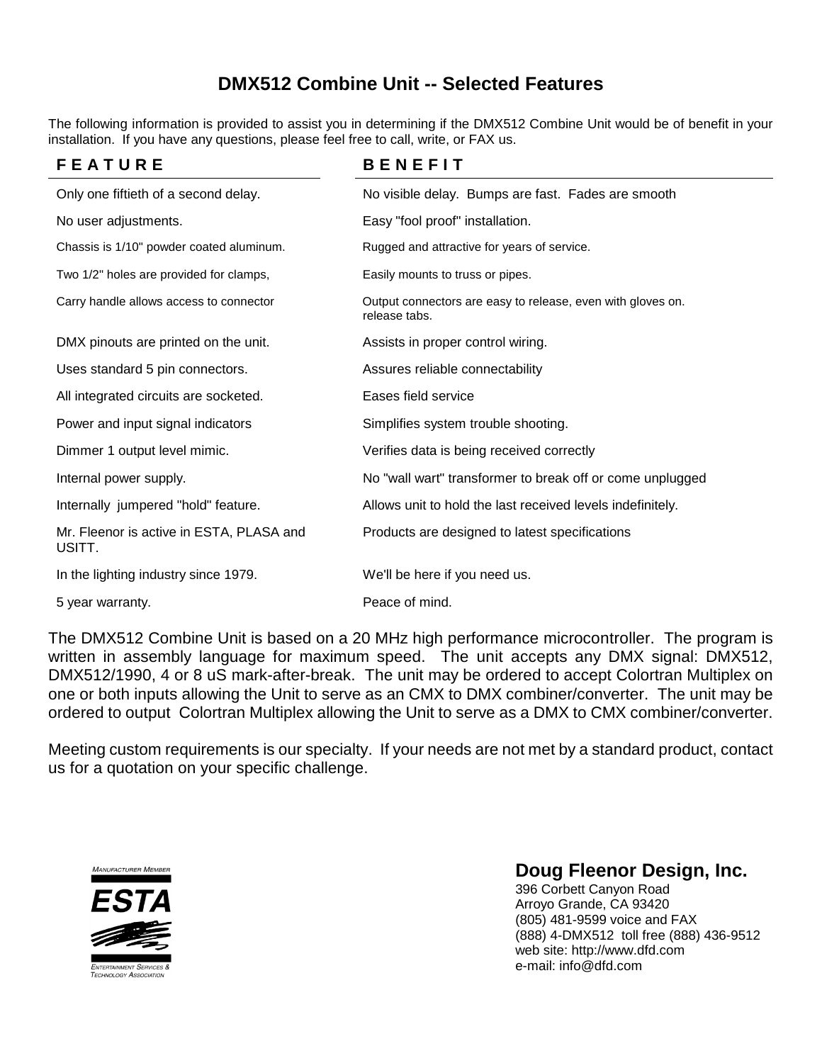# DMX512 Combine Unit -- Selected Features

The following information is provided to assist you in determining if the DMX512 Combine Unit would be of benefit in your installation. If you have any questions, please feel free to call, write, or FAX us.

| FEATURE | BENEFIT |
|---|---|
| Only one fiftieth of a second delay. | No visible delay. Bumps are fast. Fades are smooth |
| No user adjustments. | Easy "fool proof" installation. |
| Chassis is 1/10" powder coated aluminum. | Rugged and attractive for years of service. |
| Two 1/2" holes are provided for clamps, | Easily mounts to truss or pipes. |
| Carry handle allows access to connector release tabs. | Output connectors are easy to release, even with gloves on. |
| DMX pinouts are printed on the unit. | Assists in proper control wiring. |
| Uses standard 5 pin connectors. | Assures reliable connectability |
| All integrated circuits are socketed. | Eases field service |
| Power and input signal indicators | Simplifies system trouble shooting. |
| Dimmer 1 output level mimic. | Verifies data is being received correctly |
| Internal power supply. | No "wall wart" transformer to break off or come unplugged |
| Internally jumpered "hold" feature. | Allows unit to hold the last received levels indefinitely. |
| Mr. Fleenor is active in ESTA, PLASA and USITT. | Products are designed to latest specifications |
| In the lighting industry since 1979. | We'll be here if you need us. |
| 5 year warranty. | Peace of mind. |

The DMX512 Combine Unit is based on a 20 MHz high performance microcontroller. The program is written in assembly language for maximum speed. The unit accepts any DMX signal: DMX512, DMX512/1990, 4 or 8 uS mark-after-break. The unit may be ordered to accept Colortran Multiplex on one or both inputs allowing the Unit to serve as an CMX to DMX combiner/converter. The unit may be ordered to output Colortran Multiplex allowing the Unit to serve as a DMX to CMX combiner/converter.

Meeting custom requirements is our specialty. If your needs are not met by a standard product, contact us for a quotation on your specific challenge.

MANUFACTURER MEMBER
ESTA
ENTERTAINMENT SERVICES & TECHNOLOGY ASSOCIATION

**Doug Fleenor Design, Inc.**
396 Corbett Canyon Road
Arroyo Grande, CA 93420
(805) 481-9599 voice and FAX
(888) 4-DMX512 toll free (888) 436-9512
web site: http://www.dfd.com
e-mail: info@dfd.com